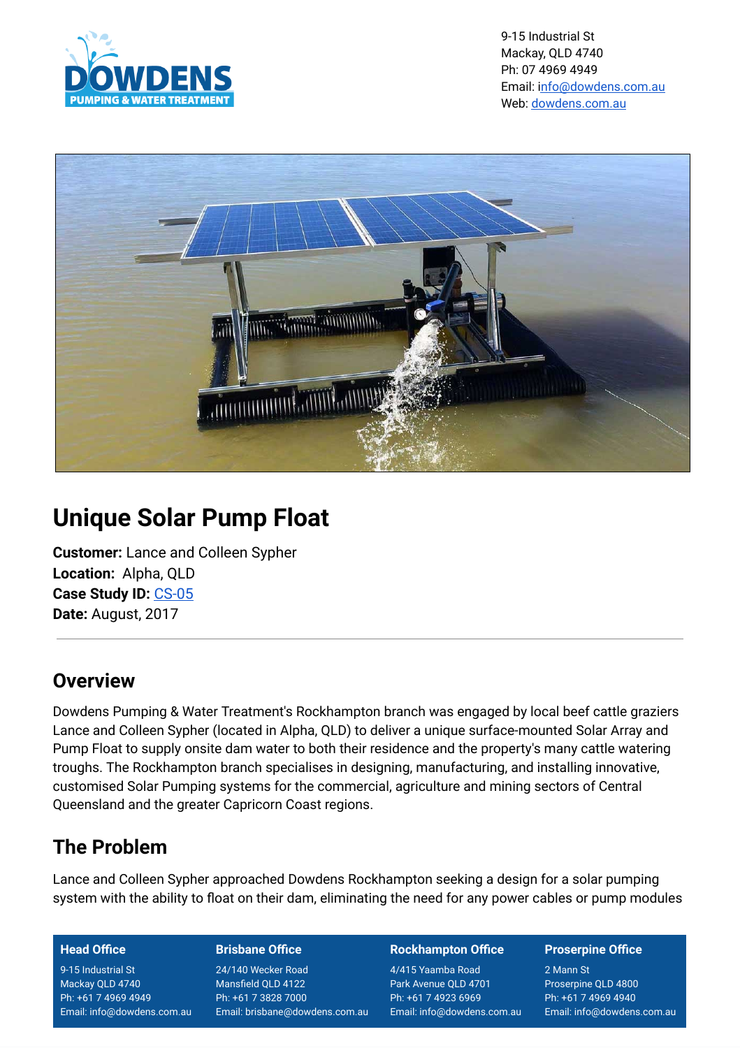9-15 Industrial St
Mackay, QLD 4740
Ph: 07 4969 4949
Email: info@dowdens.com.au
Web: dowdens.com.au

# Unique Solar Pump Float

**Customer:** Lance and Colleen Sypher
**Location:** Alpha, QLD
**Case Study ID:** CS-05
**Date:** August, 2017

---

## Overview

Dowdens Pumping & Water Treatment's Rockhampton branch was engaged by local beef cattle graziers Lance and Colleen Sypher (located in Alpha, QLD) to deliver a unique surface-mounted Solar Array and Pump Float to supply onsite dam water to both their residence and the property's many cattle watering troughs. The Rockhampton branch specialises in designing, manufacturing, and installing innovative, customised Solar Pumping systems for the commercial, agriculture and mining sectors of Central Queensland and the greater Capricorn Coast regions.

## The Problem

Lance and Colleen Sypher approached Dowdens Rockhampton seeking a design for a solar pumping system with the ability to float on their dam, eliminating the need for any power cables or pump modules

| Head Office | Brisbane Office | Rockhampton Office | Proserpine Office |
|---|---|---|---|
| 9-15 Industrial St | 24/140 Wecker Road | 4/415 Yaamba Road | 2 Mann St |
| Mackay QLD 4740 | Mansfield QLD 4122 | Park Avenue QLD 4701 | Proserpine QLD 4800 |
| Ph: +61 7 4969 4949 | Ph: +61 7 3828 7000 | Ph: +61 7 4923 6969 | Ph: +61 7 4969 4940 |
| Email: info@dowdens.com.au | Email: brisbane@dowdens.com.au | Email: info@dowdens.com.au | Email: info@dowdens.com.au |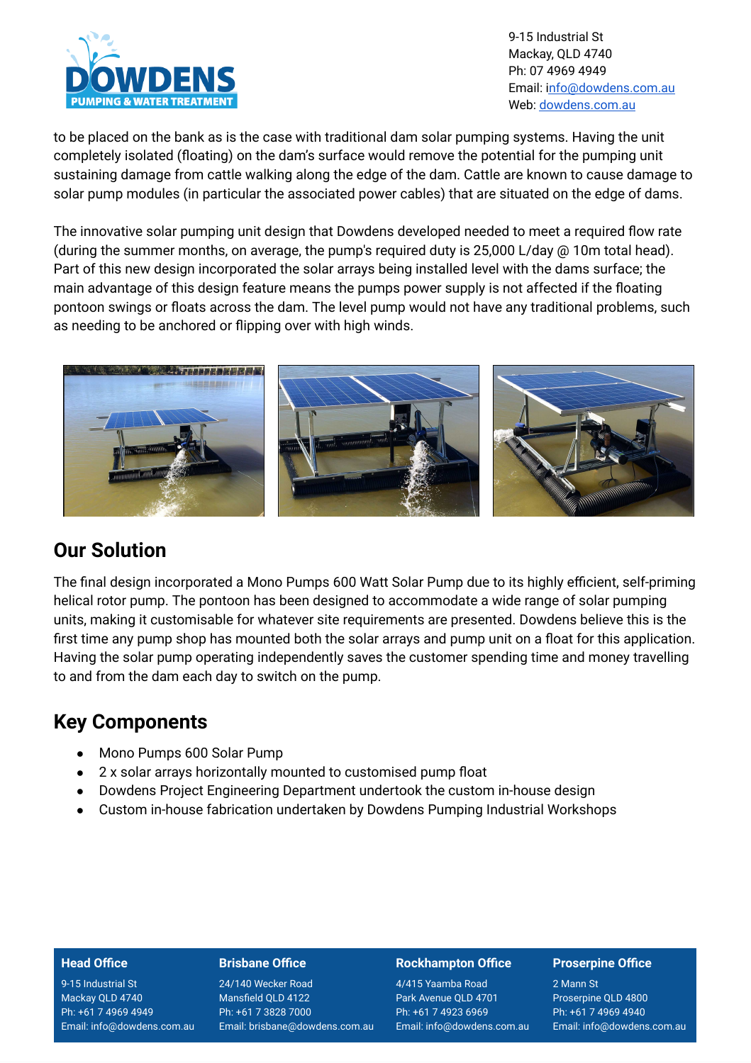to be placed on the bank as is the case with traditional dam solar pumping systems. Having the unit completely isolated (floating) on the dam's surface would remove the potential for the pumping unit sustaining damage from cattle walking along the edge of the dam. Cattle are known to cause damage to solar pump modules (in particular the associated power cables) that are situated on the edge of dams.

The innovative solar pumping unit design that Dowdens developed needed to meet a required flow rate (during the summer months, on average, the pump's required duty is 25,000 L/day @ 10m total head). Part of this new design incorporated the solar arrays being installed level with the dams surface; the main advantage of this design feature means the pumps power supply is not affected if the floating pontoon swings or floats across the dam. The level pump would not have any traditional problems, such as needing to be anchored or flipping over with high winds.

## Our Solution

The final design incorporated a Mono Pumps 600 Watt Solar Pump due to its highly efficient, self-priming helical rotor pump. The pontoon has been designed to accommodate a wide range of solar pumping units, making it customisable for whatever site requirements are presented. Dowdens believe this is the first time any pump shop has mounted both the solar arrays and pump unit on a float for this application. Having the solar pump operating independently saves the customer spending time and money travelling to and from the dam each day to switch on the pump.

## Key Components

- Mono Pumps 600 Solar Pump
- 2 x solar arrays horizontally mounted to customised pump float
- Dowdens Project Engineering Department undertook the custom in-house design
- Custom in-house fabrication undertaken by Dowdens Pumping Industrial Workshops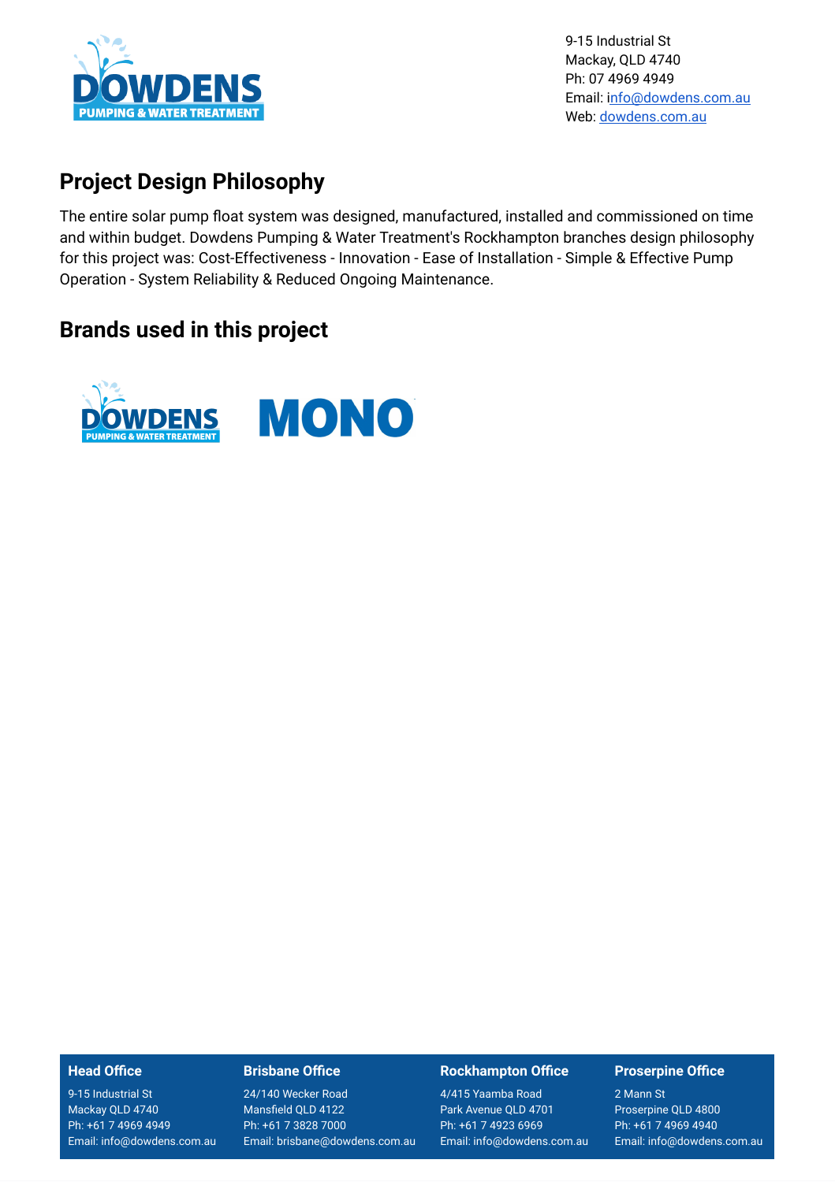9-15 Industrial St
Mackay, QLD 4740
Ph: 07 4969 4949
Email: info@dowdens.com.au
Web: dowdens.com.au

## Project Design Philosophy

The entire solar pump float system was designed, manufactured, installed and commissioned on time and within budget. Dowdens Pumping & Water Treatment's Rockhampton branches design philosophy for this project was: Cost-Effectiveness - Innovation - Ease of Installation - Simple & Effective Pump Operation - System Reliability & Reduced Ongoing Maintenance.

## Brands used in this project

DOWDENS PUMPING & WATER TREATMENT

MONO

**Head Office**
9-15 Industrial St
Mackay QLD 4740
Ph: +61 7 4969 4949
Email: info@dowdens.com.au

**Brisbane Office**
24/140 Wecker Road
Mansfield QLD 4122
Ph: +61 7 3828 7000
Email: brisbane@dowdens.com.au

**Rockhampton Office**
4/415 Yaamba Road
Park Avenue QLD 4701
Ph: +61 7 4923 6969
Email: info@dowdens.com.au

**Proserpine Office**
2 Mann St
Proserpine QLD 4800
Ph: +61 7 4969 4940
Email: info@dowdens.com.au